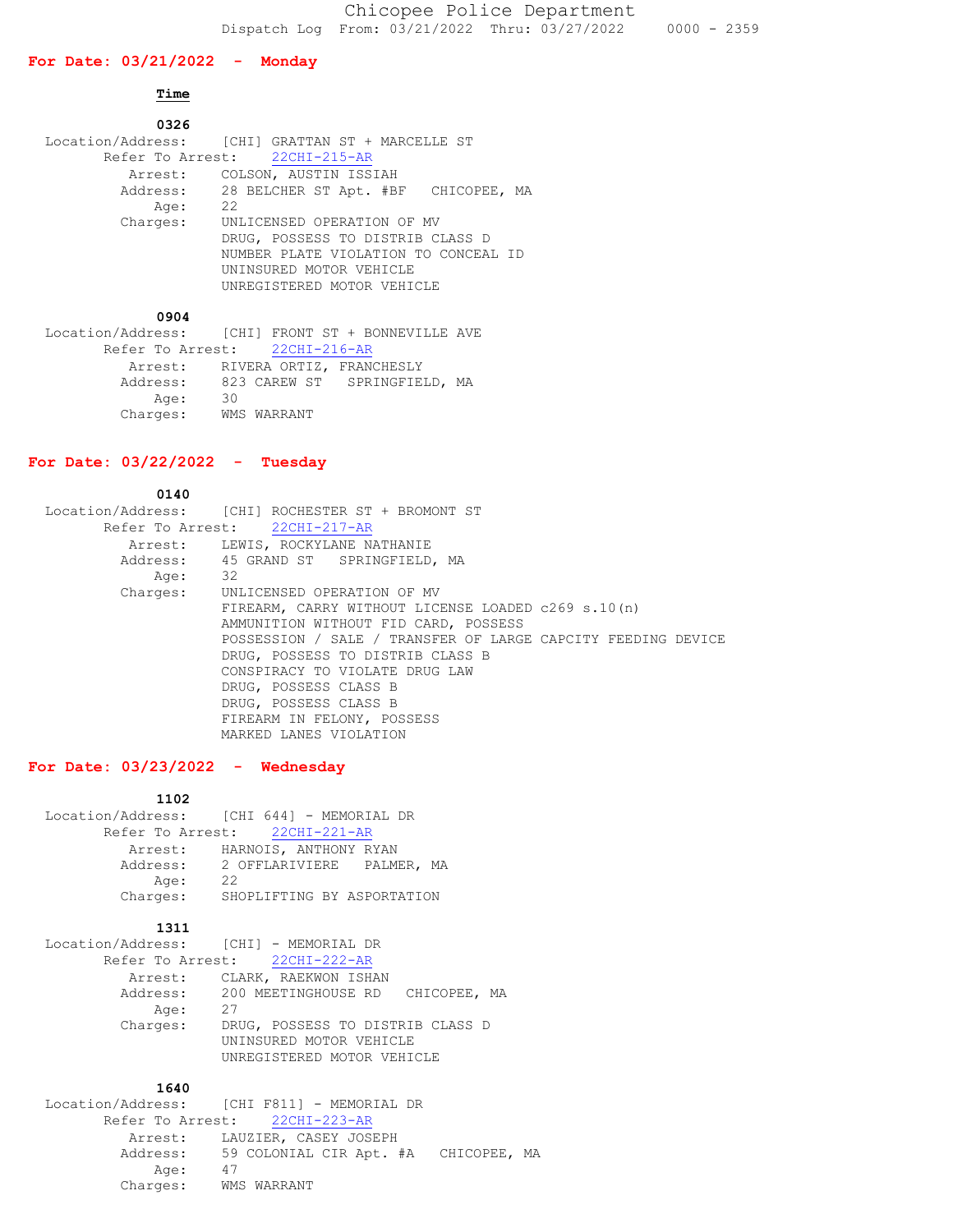# Chicopee Police Department

Dispatch Log From: 03/21/2022 Thru: 03/27/2022 0000 - 2359

## For Date: 03/21/2022 - Monday

**Time**

**0326**

Location/Address: [CHI] GRATTAN ST + MARCELLE ST
Refer To Arrest: 22CHI-215-AR
Arrest: COLSON, AUSTIN ISSIAH
Address: 28 BELCHER ST Apt. #BF CHICOPEE, MA
Age: 22
Charges: UNLICENSED OPERATION OF MV
DRUG, POSSESS TO DISTRIB CLASS D
NUMBER PLATE VIOLATION TO CONCEAL ID
UNINSURED MOTOR VEHICLE
UNREGISTERED MOTOR VEHICLE

**0904**

Location/Address: [CHI] FRONT ST + BONNEVILLE AVE
Refer To Arrest: 22CHI-216-AR
Arrest: RIVERA ORTIZ, FRANCHESLY
Address: 823 CAREW ST SPRINGFIELD, MA
Age: 30
Charges: WMS WARRANT

## For Date: 03/22/2022 - Tuesday

**0140**

Location/Address: [CHI] ROCHESTER ST + BROMONT ST
Refer To Arrest: 22CHI-217-AR
Arrest: LEWIS, ROCKYLANE NATHANIE
Address: 45 GRAND ST SPRINGFIELD, MA
Age: 32
Charges: UNLICENSED OPERATION OF MV
FIREARM, CARRY WITHOUT LICENSE LOADED c269 s.10(n)
AMMUNITION WITHOUT FID CARD, POSSESS
POSSESSION / SALE / TRANSFER OF LARGE CAPCITY FEEDING DEVICE
DRUG, POSSESS TO DISTRIB CLASS B
CONSPIRACY TO VIOLATE DRUG LAW
DRUG, POSSESS CLASS B
DRUG, POSSESS CLASS B
FIREARM IN FELONY, POSSESS
MARKED LANES VIOLATION

## For Date: 03/23/2022 - Wednesday

**1102**

Location/Address: [CHI 644] - MEMORIAL DR
Refer To Arrest: 22CHI-221-AR
Arrest: HARNOIS, ANTHONY RYAN
Address: 2 OFFLARIVIERE PALMER, MA
Age: 22
Charges: SHOPLIFTING BY ASPORTATION

**1311**

Location/Address: [CHI] - MEMORIAL DR
Refer To Arrest: 22CHI-222-AR
Arrest: CLARK, RAEKWON ISHAN
Address: 200 MEETINGHOUSE RD CHICOPEE, MA
Age: 27
Charges: DRUG, POSSESS TO DISTRIB CLASS D
UNINSURED MOTOR VEHICLE
UNREGISTERED MOTOR VEHICLE

**1640**

Location/Address: [CHI F811] - MEMORIAL DR
Refer To Arrest: 22CHI-223-AR
Arrest: LAUZIER, CASEY JOSEPH
Address: 59 COLONIAL CIR Apt. #A CHICOPEE, MA
Age: 47
Charges: WMS WARRANT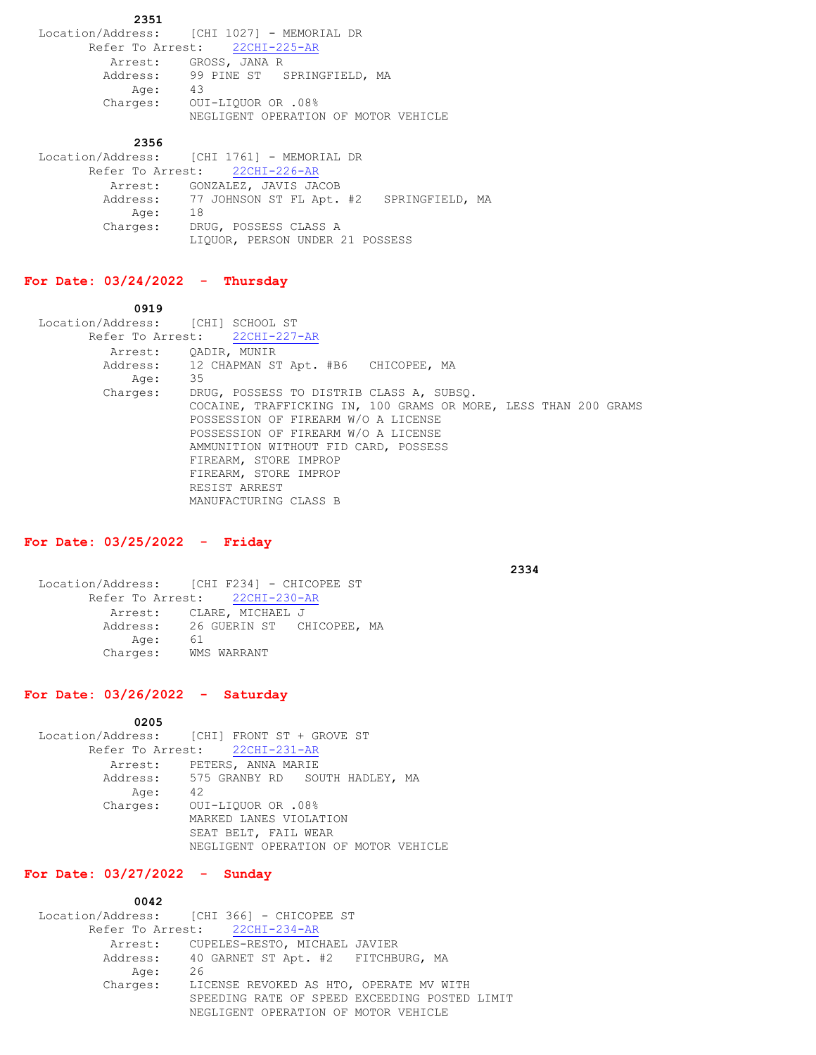**2351**

Location/Address: [CHI 1027] - MEMORIAL DR
Refer To Arrest: 22CHI-225-AR
Arrest: GROSS, JANA R
Address: 99 PINE ST SPRINGFIELD, MA
Age: 43
Charges: OUI-LIQUOR OR .08%
NEGLIGENT OPERATION OF MOTOR VEHICLE

**2356**

Location/Address: [CHI 1761] - MEMORIAL DR
Refer To Arrest: 22CHI-226-AR
Arrest: GONZALEZ, JAVIS JACOB
Address: 77 JOHNSON ST FL Apt. #2 SPRINGFIELD, MA
Age: 18
Charges: DRUG, POSSESS CLASS A
LIQUOR, PERSON UNDER 21 POSSESS

## For Date: 03/24/2022 - Thursday

**0919**

Location/Address: [CHI] SCHOOL ST
Refer To Arrest: 22CHI-227-AR
Arrest: QADIR, MUNIR
Address: 12 CHAPMAN ST Apt. #B6 CHICOPEE, MA
Age: 35
Charges: DRUG, POSSESS TO DISTRIB CLASS A, SUBSQ.
COCAINE, TRAFFICKING IN, 100 GRAMS OR MORE, LESS THAN 200 GRAMS
POSSESSION OF FIREARM W/O A LICENSE
POSSESSION OF FIREARM W/O A LICENSE
AMMUNITION WITHOUT FID CARD, POSSESS
FIREARM, STORE IMPROP
FIREARM, STORE IMPROP
RESIST ARREST
MANUFACTURING CLASS B

## For Date: 03/25/2022 - Friday

**2334**

Location/Address: [CHI F234] - CHICOPEE ST
Refer To Arrest: 22CHI-230-AR
Arrest: CLARE, MICHAEL J
Address: 26 GUERIN ST CHICOPEE, MA
Age: 61
Charges: WMS WARRANT

## For Date: 03/26/2022 - Saturday

**0205**

Location/Address: [CHI] FRONT ST + GROVE ST
Refer To Arrest: 22CHI-231-AR
Arrest: PETERS, ANNA MARIE
Address: 575 GRANBY RD SOUTH HADLEY, MA
Age: 42
Charges: OUI-LIQUOR OR .08%
MARKED LANES VIOLATION
SEAT BELT, FAIL WEAR
NEGLIGENT OPERATION OF MOTOR VEHICLE

## For Date: 03/27/2022 - Sunday

**0042**

Location/Address: [CHI 366] - CHICOPEE ST
Refer To Arrest: 22CHI-234-AR
Arrest: CUPELES-RESTO, MICHAEL JAVIER
Address: 40 GARNET ST Apt. #2 FITCHBURG, MA
Age: 26
Charges: LICENSE REVOKED AS HTO, OPERATE MV WITH
SPEEDING RATE OF SPEED EXCEEDING POSTED LIMIT
NEGLIGENT OPERATION OF MOTOR VEHICLE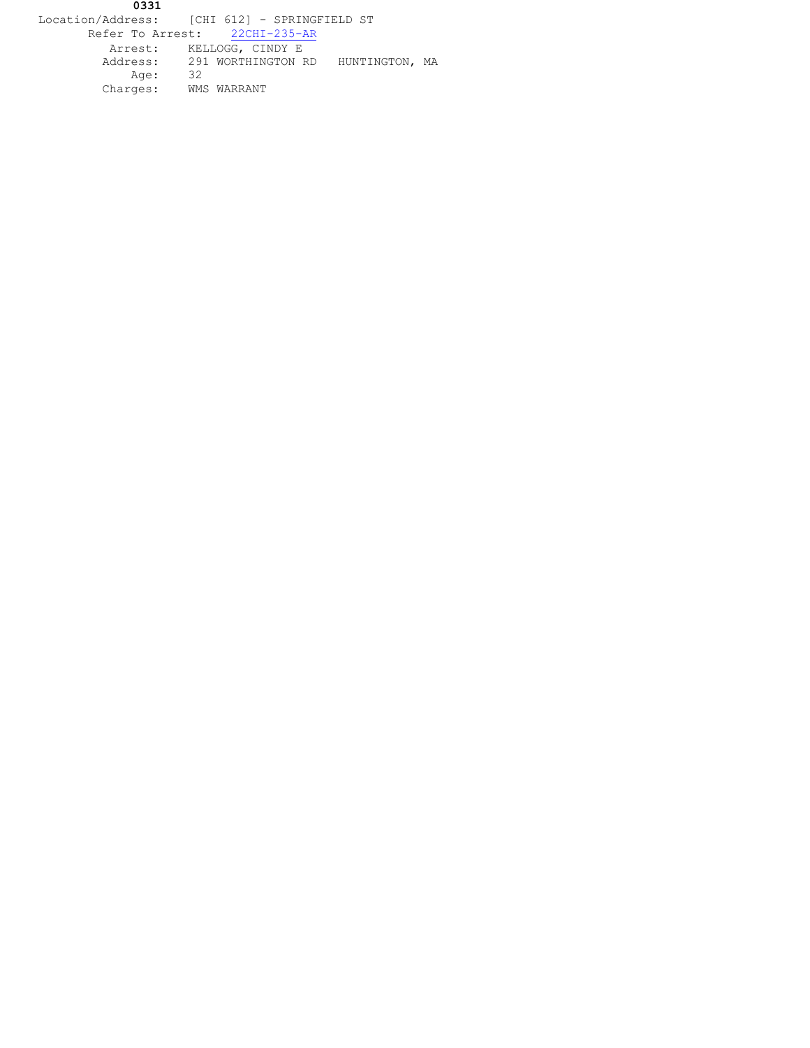**0331**

Location/Address: [CHI 612] - SPRINGFIELD ST

Refer To Arrest: 22CHI-235-AR

Arrest: KELLOGG, CINDY E

Address: 291 WORTHINGTON RD HUNTINGTON, MA

Age: 32

Charges: WMS WARRANT